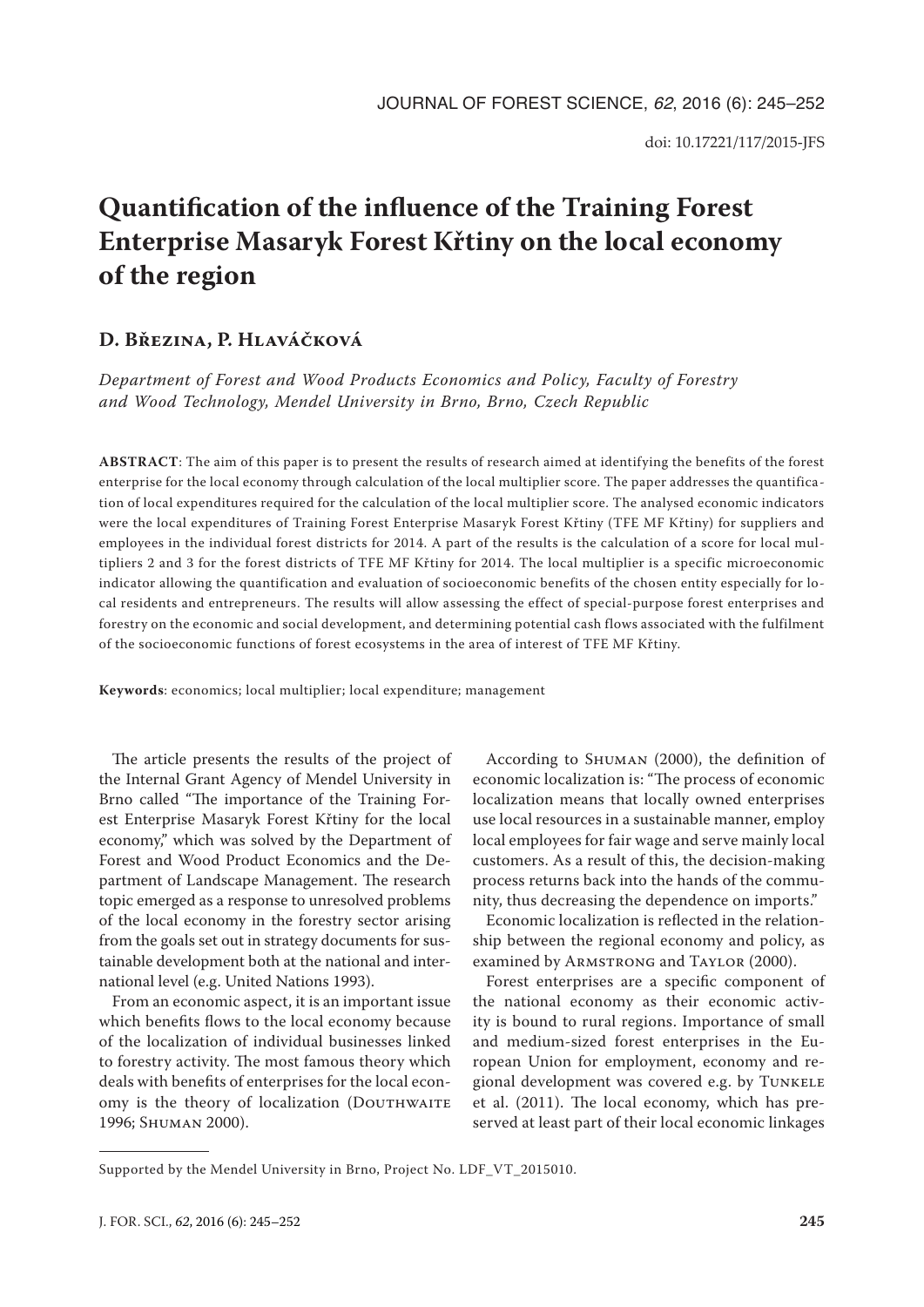# Quantification of the influence of the Training Forest Enterprise Masaryk Forest Křtiny on the local economy of the region

**D. Březina, P. Hlaváčková**

*Department of Forest and Wood Products Economics and Policy, Faculty of Forestry and Wood Technology, Mendel University in Brno, Brno, Czech Republic*

**ABSTRACT**: The aim of this paper is to present the results of research aimed at identifying the benefits of the forest enterprise for the local economy through calculation of the local multiplier score. The paper addresses the quantification of local expenditures required for the calculation of the local multiplier score. The analysed economic indicators were the local expenditures of Training Forest Enterprise Masaryk Forest Křtiny (TFE MF Křtiny) for suppliers and employees in the individual forest districts for 2014. A part of the results is the calculation of a score for local multipliers 2 and 3 for the forest districts of TFE MF Křtiny for 2014. The local multiplier is a specific microeconomic indicator allowing the quantification and evaluation of socioeconomic benefits of the chosen entity especially for local residents and entrepreneurs. The results will allow assessing the effect of special-purpose forest enterprises and forestry on the economic and social development, and determining potential cash flows associated with the fulfilment of the socioeconomic functions of forest ecosystems in the area of interest of TFE MF Křtiny.

**Keywords**: economics; local multiplier; local expenditure; management

The article presents the results of the project of the Internal Grant Agency of Mendel University in Brno called "The importance of the Training Forest Enterprise Masaryk Forest Křtiny for the local economy," which was solved by the Department of Forest and Wood Product Economics and the Department of Landscape Management. The research topic emerged as a response to unresolved problems of the local economy in the forestry sector arising from the goals set out in strategy documents for sustainable development both at the national and international level (e.g. United Nations 1993).

From an economic aspect, it is an important issue which benefits flows to the local economy because of the localization of individual businesses linked to forestry activity. The most famous theory which deals with benefits of enterprises for the local economy is the theory of localization (Douthwaite 1996; Shuman 2000).

According to Shuman (2000), the definition of economic localization is: "The process of economic localization means that locally owned enterprises use local resources in a sustainable manner, employ local employees for fair wage and serve mainly local customers. As a result of this, the decision-making process returns back into the hands of the community, thus decreasing the dependence on imports."

Economic localization is reflected in the relationship between the regional economy and policy, as examined by Armstrong and Taylor (2000).

Forest enterprises are a specific component of the national economy as their economic activity is bound to rural regions. Importance of small and medium-sized forest enterprises in the European Union for employment, economy and regional development was covered e.g. by Tunkele et al. (2011). The local economy, which has preserved at least part of their local economic linkages

Supported by the Mendel University in Brno, Project No. LDF_VT_2015010.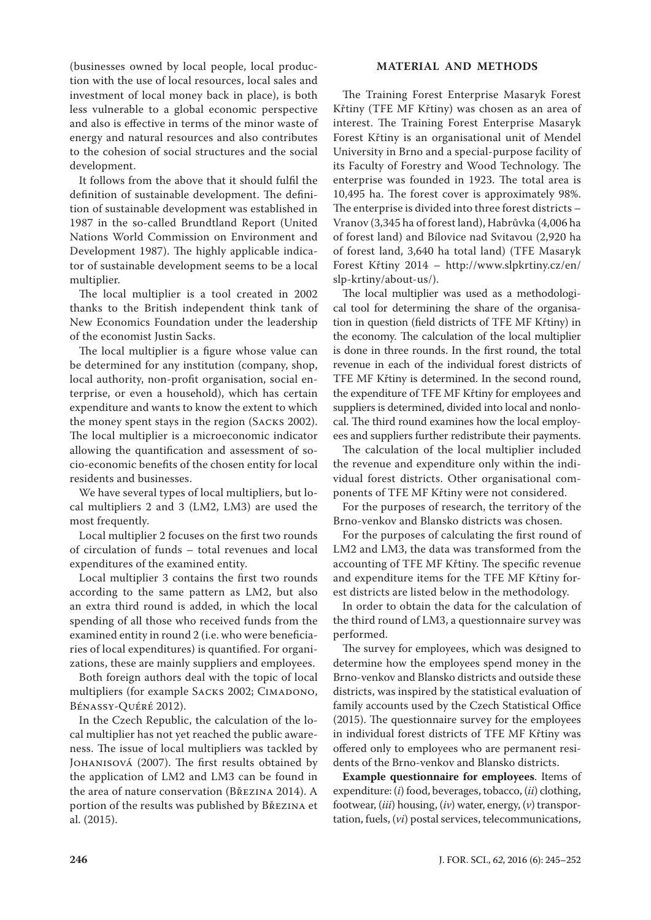(businesses owned by local people, local production with the use of local resources, local sales and investment of local money back in place), is both less vulnerable to a global economic perspective and also is effective in terms of the minor waste of energy and natural resources and also contributes to the cohesion of social structures and the social development.

It follows from the above that it should fulfil the definition of sustainable development. The definition of sustainable development was established in 1987 in the so-called Brundtland Report (United Nations World Commission on Environment and Development 1987). The highly applicable indicator of sustainable development seems to be a local multiplier.

The local multiplier is a tool created in 2002 thanks to the British independent think tank of New Economics Foundation under the leadership of the economist Justin Sacks.

The local multiplier is a figure whose value can be determined for any institution (company, shop, local authority, non-profit organisation, social enterprise, or even a household), which has certain expenditure and wants to know the extent to which the money spent stays in the region (Sacks 2002). The local multiplier is a microeconomic indicator allowing the quantification and assessment of socio-economic benefits of the chosen entity for local residents and businesses.

We have several types of local multipliers, but local multipliers 2 and 3 (LM2, LM3) are used the most frequently.

Local multiplier 2 focuses on the first two rounds of circulation of funds – total revenues and local expenditures of the examined entity.

Local multiplier 3 contains the first two rounds according to the same pattern as LM2, but also an extra third round is added, in which the local spending of all those who received funds from the examined entity in round 2 (i.e. who were beneficiaries of local expenditures) is quantified. For organizations, these are mainly suppliers and employees.

Both foreign authors deal with the topic of local multipliers (for example Sacks 2002; Cimadono, Bénassy-Quéré 2012).

In the Czech Republic, the calculation of the local multiplier has not yet reached the public awareness. The issue of local multipliers was tackled by Johanisová (2007). The first results obtained by the application of LM2 and LM3 can be found in the area of nature conservation (Březina 2014). A portion of the results was published by Březina et al. (2015).

## MATERIAL AND METHODS

The Training Forest Enterprise Masaryk Forest Křtiny (TFE MF Křtiny) was chosen as an area of interest. The Training Forest Enterprise Masaryk Forest Křtiny is an organisational unit of Mendel University in Brno and a special-purpose facility of its Faculty of Forestry and Wood Technology. The enterprise was founded in 1923. The total area is 10,495 ha. The forest cover is approximately 98%. The enterprise is divided into three forest districts – Vranov (3,345 ha of forest land), Habrůvka (4,006 ha of forest land) and Bílovice nad Svitavou (2,920 ha of forest land, 3,640 ha total land) (TFE Masaryk Forest Křtiny 2014 – http://www.slpkrtiny.cz/en/slp-krtiny/about-us/).

The local multiplier was used as a methodological tool for determining the share of the organisation in question (field districts of TFE MF Křtiny) in the economy. The calculation of the local multiplier is done in three rounds. In the first round, the total revenue in each of the individual forest districts of TFE MF Křtiny is determined. In the second round, the expenditure of TFE MF Křtiny for employees and suppliers is determined, divided into local and nonlocal. The third round examines how the local employees and suppliers further redistribute their payments.

The calculation of the local multiplier included the revenue and expenditure only within the individual forest districts. Other organisational components of TFE MF Křtiny were not considered.

For the purposes of research, the territory of the Brno-venkov and Blansko districts was chosen.

For the purposes of calculating the first round of LM2 and LM3, the data was transformed from the accounting of TFE MF Křtiny. The specific revenue and expenditure items for the TFE MF Křtiny forest districts are listed below in the methodology.

In order to obtain the data for the calculation of the third round of LM3, a questionnaire survey was performed.

The survey for employees, which was designed to determine how the employees spend money in the Brno-venkov and Blansko districts and outside these districts, was inspired by the statistical evaluation of family accounts used by the Czech Statistical Office (2015). The questionnaire survey for the employees in individual forest districts of TFE MF Křtiny was offered only to employees who are permanent residents of the Brno-venkov and Blansko districts.

**Example questionnaire for employees**. Items of expenditure: (*i*) food, beverages, tobacco, (*ii*) clothing, footwear, (*iii*) housing, (*iv*) water, energy, (*v*) transportation, fuels, (*vi*) postal services, telecommunications,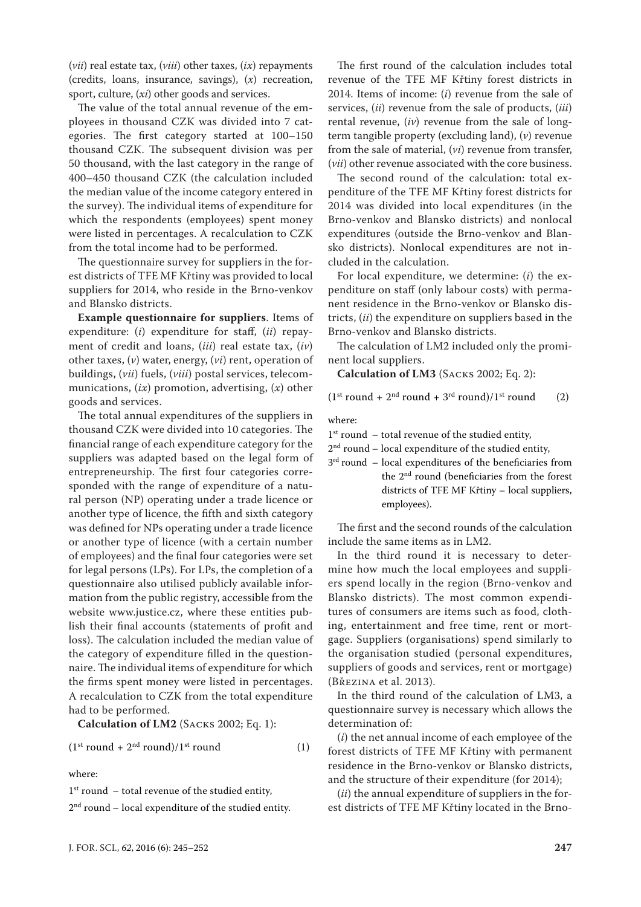(*vii*) real estate tax, (*viii*) other taxes, (*ix*) repayments (credits, loans, insurance, savings), (*x*) recreation, sport, culture, (*xi*) other goods and services.

The value of the total annual revenue of the employees in thousand CZK was divided into 7 categories. The first category started at 100–150 thousand CZK. The subsequent division was per 50 thousand, with the last category in the range of 400–450 thousand CZK (the calculation included the median value of the income category entered in the survey). The individual items of expenditure for which the respondents (employees) spent money were listed in percentages. A recalculation to CZK from the total income had to be performed.

The questionnaire survey for suppliers in the forest districts of TFE MF Křtiny was provided to local suppliers for 2014, who reside in the Brno-venkov and Blansko districts.

**Example questionnaire for suppliers**. Items of expenditure: (*i*) expenditure for staff, (*ii*) repayment of credit and loans, (*iii*) real estate tax, (*iv*) other taxes, (*v*) water, energy, (*vi*) rent, operation of buildings, (*vii*) fuels, (*viii*) postal services, telecommunications, (*ix*) promotion, advertising, (*x*) other goods and services.

The total annual expenditures of the suppliers in thousand CZK were divided into 10 categories. The financial range of each expenditure category for the suppliers was adapted based on the legal form of entrepreneurship. The first four categories corresponded with the range of expenditure of a natural person (NP) operating under a trade licence or another type of licence, the fifth and sixth category was defined for NPs operating under a trade licence or another type of licence (with a certain number of employees) and the final four categories were set for legal persons (LPs). For LPs, the completion of a questionnaire also utilised publicly available information from the public registry, accessible from the website www.justice.cz, where these entities publish their final accounts (statements of profit and loss). The calculation included the median value of the category of expenditure filled in the questionnaire. The individual items of expenditure for which the firms spent money were listed in percentages. A recalculation to CZK from the total expenditure had to be performed.

**Calculation of LM2** (Sacks 2002; Eq. 1):

$$(1^{\text{st}} \text{ round} + 2^{\text{nd}} \text{ round})/1^{\text{st}} \text{ round} \qquad (1)$$

where:

$1^{\text{st}}$ round – total revenue of the studied entity,

$2^{\text{nd}}$ round – local expenditure of the studied entity.

The first round of the calculation includes total revenue of the TFE MF Křtiny forest districts in 2014. Items of income: (*i*) revenue from the sale of services, (*ii*) revenue from the sale of products, (*iii*) rental revenue, (*iv*) revenue from the sale of long-term tangible property (excluding land), (*v*) revenue from the sale of material, (*vi*) revenue from transfer, (*vii*) other revenue associated with the core business.

The second round of the calculation: total expenditure of the TFE MF Křtiny forest districts for 2014 was divided into local expenditures (in the Brno-venkov and Blansko districts) and nonlocal expenditures (outside the Brno-venkov and Blansko districts). Nonlocal expenditures are not included in the calculation.

For local expenditure, we determine: (*i*) the expenditure on staff (only labour costs) with permanent residence in the Brno-venkov or Blansko districts, (*ii*) the expenditure on suppliers based in the Brno-venkov and Blansko districts.

The calculation of LM2 included only the prominent local suppliers.

**Calculation of LM3** (Sacks 2002; Eq. 2):

$$(1^{\text{st}} \text{ round} + 2^{\text{nd}} \text{ round} + 3^{\text{rd}} \text{ round})/1^{\text{st}} \text{ round} \qquad (2)$$

where:

$1^{\text{st}}$ round – total revenue of the studied entity,

$2^{\text{nd}}$ round – local expenditure of the studied entity,

$3^{\text{rd}}$ round – local expenditures of the beneficiaries from the $2^{\text{nd}}$ round (beneficiaries from the forest districts of TFE MF Křtiny – local suppliers, employees).

The first and the second rounds of the calculation include the same items as in LM2.

In the third round it is necessary to determine how much the local employees and suppliers spend locally in the region (Brno-venkov and Blansko districts). The most common expenditures of consumers are items such as food, clothing, entertainment and free time, rent or mortgage. Suppliers (organisations) spend similarly to the organisation studied (personal expenditures, suppliers of goods and services, rent or mortgage) (Březina et al. 2013).

In the third round of the calculation of LM3, a questionnaire survey is necessary which allows the determination of:

(*i*) the net annual income of each employee of the forest districts of TFE MF Křtiny with permanent residence in the Brno-venkov or Blansko districts, and the structure of their expenditure (for 2014);

(*ii*) the annual expenditure of suppliers in the forest districts of TFE MF Křtiny located in the Brno-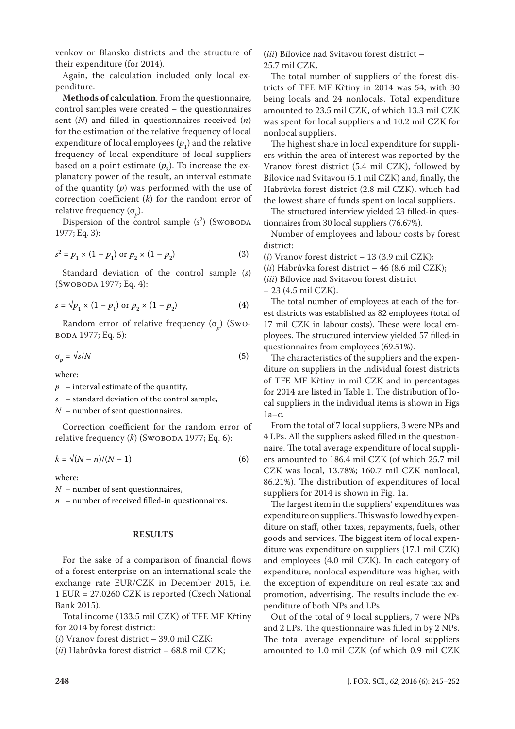venkov or Blansko districts and the structure of their expenditure (for 2014).

Again, the calculation included only local expenditure.

**Methods of calculation**. From the questionnaire, control samples were created – the questionnaires sent ($N$) and filled-in questionnaires received ($n$) for the estimation of the relative frequency of local expenditure of local employees ($p_1$) and the relative frequency of local expenditure of local suppliers based on a point estimate ($p_2$). To increase the explanatory power of the result, an interval estimate of the quantity ($p$) was performed with the use of correction coefficient ($k$) for the random error of relative frequency ($\sigma_p$).

Dispersion of the control sample ($s^2$) (Swoboda 1977; Eq. 3):

$$s^2 = p_1 \times (1 - p_1) \text{ or } p_2 \times (1 - p_2) \tag{3}$$

Standard deviation of the control sample ($s$) (Swoboda 1977; Eq. 4):

$$s = \sqrt{p_1 \times (1 - p_1) \text{ or } p_2 \times (1 - p_2)} \tag{4}$$

Random error of relative frequency ($\sigma_p$) (Swoboda 1977; Eq. 5):

$$\sigma_p = \sqrt{s/N} \tag{5}$$

where:

$p$ – interval estimate of the quantity,

$s$ – standard deviation of the control sample,

$N$ – number of sent questionnaires.

Correction coefficient for the random error of relative frequency ($k$) (Swoboda 1977; Eq. 6):

$$k = \sqrt{(N - n)/(N - 1)} \tag{6}$$

where:

$N$ – number of sent questionnaires,

$n$ – number of received filled-in questionnaires.

## RESULTS

For the sake of a comparison of financial flows of a forest enterprise on an international scale the exchange rate EUR/CZK in December 2015, i.e. 1 EUR = 27.0260 CZK is reported (Czech National Bank 2015).

Total income (133.5 mil CZK) of TFE MF Křtiny for 2014 by forest district:

(*i*) Vranov forest district – 39.0 mil CZK;

(*ii*) Habrůvka forest district – 68.8 mil CZK;

(*iii*) Bílovice nad Svitavou forest district – 25.7 mil CZK.

The total number of suppliers of the forest districts of TFE MF Křtiny in 2014 was 54, with 30 being locals and 24 nonlocals. Total expenditure amounted to 23.5 mil CZK, of which 13.3 mil CZK was spent for local suppliers and 10.2 mil CZK for nonlocal suppliers.

The highest share in local expenditure for suppliers within the area of interest was reported by the Vranov forest district (5.4 mil CZK), followed by Bílovice nad Svitavou (5.1 mil CZK) and, finally, the Habrůvka forest district (2.8 mil CZK), which had the lowest share of funds spent on local suppliers.

The structured interview yielded 23 filled-in questionnaires from 30 local suppliers (76.67%).

Number of employees and labour costs by forest district:

(*i*) Vranov forest district – 13 (3.9 mil CZK);

(*ii*) Habrůvka forest district – 46 (8.6 mil CZK);

(*iii*) Bílovice nad Svitavou forest district – 23 (4.5 mil CZK).

The total number of employees at each of the forest districts was established as 82 employees (total of 17 mil CZK in labour costs). These were local employees. The structured interview yielded 57 filled-in questionnaires from employees (69.51%).

The characteristics of the suppliers and the expenditure on suppliers in the individual forest districts of TFE MF Křtiny in mil CZK and in percentages for 2014 are listed in Table 1. The distribution of local suppliers in the individual items is shown in Figs 1a–c.

From the total of 7 local suppliers, 3 were NPs and 4 LPs. All the suppliers asked filled in the questionnaire. The total average expenditure of local suppliers amounted to 186.4 mil CZK (of which 25.7 mil CZK was local, 13.78%; 160.7 mil CZK nonlocal, 86.21%). The distribution of expenditures of local suppliers for 2014 is shown in Fig. 1a.

The largest item in the suppliers' expenditures was expenditure on suppliers. This was followed by expenditure on staff, other taxes, repayments, fuels, other goods and services. The biggest item of local expenditure was expenditure on suppliers (17.1 mil CZK) and employees (4.0 mil CZK). In each category of expenditure, nonlocal expenditure was higher, with the exception of expenditure on real estate tax and promotion, advertising. The results include the expenditure of both NPs and LPs.

Out of the total of 9 local suppliers, 7 were NPs and 2 LPs. The questionnaire was filled in by 2 NPs. The total average expenditure of local suppliers amounted to 1.0 mil CZK (of which 0.9 mil CZK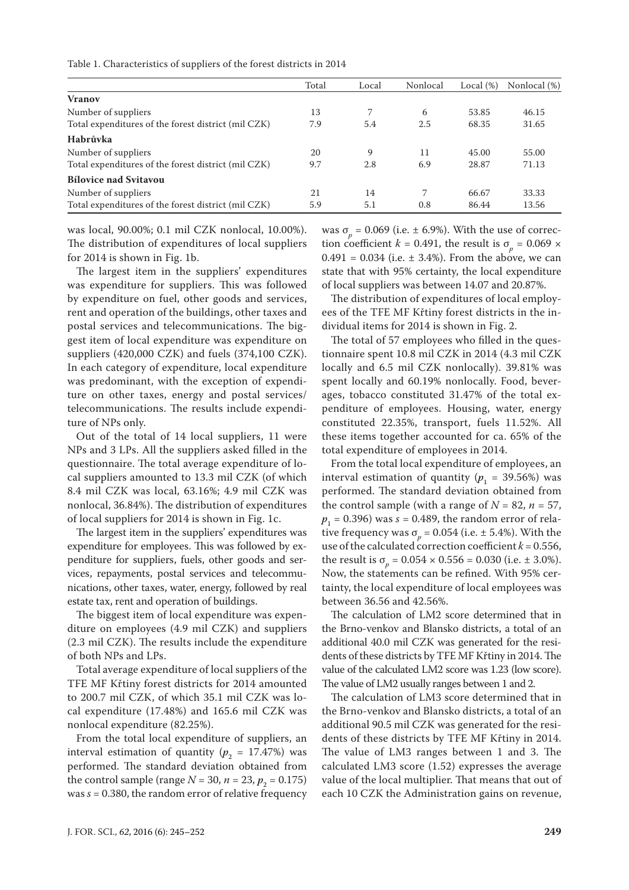Table 1. Characteristics of suppliers of the forest districts in 2014

| | Total | Local | Nonlocal | Local (%) | Nonlocal (%) |
|---|---|---|---|---|---|
| **Vranov** | | | | | |
| Number of suppliers | 13 | 7 | 6 | 53.85 | 46.15 |
| Total expenditures of the forest district (mil CZK) | 7.9 | 5.4 | 2.5 | 68.35 | 31.65 |
| **Habrůvka** | | | | | |
| Number of suppliers | 20 | 9 | 11 | 45.00 | 55.00 |
| Total expenditures of the forest district (mil CZK) | 9.7 | 2.8 | 6.9 | 28.87 | 71.13 |
| **Bílovice nad Svitavou** | | | | | |
| Number of suppliers | 21 | 14 | 7 | 66.67 | 33.33 |
| Total expenditures of the forest district (mil CZK) | 5.9 | 5.1 | 0.8 | 86.44 | 13.56 |

was local, 90.00%; 0.1 mil CZK nonlocal, 10.00%). The distribution of expenditures of local suppliers for 2014 is shown in Fig. 1b.

The largest item in the suppliers' expenditures was expenditure for suppliers. This was followed by expenditure on fuel, other goods and services, rent and operation of the buildings, other taxes and postal services and telecommunications. The biggest item of local expenditure was expenditure on suppliers (420,000 CZK) and fuels (374,100 CZK). In each category of expenditure, local expenditure was predominant, with the exception of expenditure on other taxes, energy and postal services/telecommunications. The results include expenditure of NPs only.

Out of the total of 14 local suppliers, 11 were NPs and 3 LPs. All the suppliers asked filled in the questionnaire. The total average expenditure of local suppliers amounted to 13.3 mil CZK (of which 8.4 mil CZK was local, 63.16%; 4.9 mil CZK was nonlocal, 36.84%). The distribution of expenditures of local suppliers for 2014 is shown in Fig. 1c.

The largest item in the suppliers' expenditures was expenditure for employees. This was followed by expenditure for suppliers, fuels, other goods and services, repayments, postal services and telecommunications, other taxes, water, energy, followed by real estate tax, rent and operation of buildings.

The biggest item of local expenditure was expenditure on employees (4.9 mil CZK) and suppliers (2.3 mil CZK). The results include the expenditure of both NPs and LPs.

Total average expenditure of local suppliers of the TFE MF Křtiny forest districts for 2014 amounted to 200.7 mil CZK, of which 35.1 mil CZK was local expenditure (17.48%) and 165.6 mil CZK was nonlocal expenditure (82.25%).

From the total local expenditure of suppliers, an interval estimation of quantity ($p_2$ = 17.47%) was performed. The standard deviation obtained from the control sample (range $N$ = 30, $n$ = 23, $p_2$ = 0.175) was $s$ = 0.380, the random error of relative frequency was $\sigma_p$ = 0.069 (i.e. ± 6.9%). With the use of correction coefficient $k$ = 0.491, the result is $\sigma_p = 0.069 \times 0.491 = 0.034$ (i.e. ± 3.4%). From the above, we can state that with 95% certainty, the local expenditure of local suppliers was between 14.07 and 20.87%.

The distribution of expenditures of local employees of the TFE MF Křtiny forest districts in the individual items for 2014 is shown in Fig. 2.

The total of 57 employees who filled in the questionnaire spent 10.8 mil CZK in 2014 (4.3 mil CZK locally and 6.5 mil CZK nonlocally). 39.81% was spent locally and 60.19% nonlocally. Food, beverages, tobacco constituted 31.47% of the total expenditure of employees. Housing, water, energy constituted 22.35%, transport, fuels 11.52%. All these items together accounted for ca. 65% of the total expenditure of employees in 2014.

From the total local expenditure of employees, an interval estimation of quantity ($p_1$ = 39.56%) was performed. The standard deviation obtained from the control sample (with a range of $N$ = 82, $n$ = 57, $p_1$ = 0.396) was $s$ = 0.489, the random error of relative frequency was $\sigma_p$ = 0.054 (i.e. ± 5.4%). With the use of the calculated correction coefficient $k$ = 0.556, the result is $\sigma_p = 0.054 \times 0.556 = 0.030$ (i.e. ± 3.0%). Now, the statements can be refined. With 95% certainty, the local expenditure of local employees was between 36.56 and 42.56%.

The calculation of LM2 score determined that in the Brno-venkov and Blansko districts, a total of an additional 40.0 mil CZK was generated for the residents of these districts by TFE MF Křtiny in 2014. The value of the calculated LM2 score was 1.23 (low score). The value of LM2 usually ranges between 1 and 2.

The calculation of LM3 score determined that in the Brno-venkov and Blansko districts, a total of an additional 90.5 mil CZK was generated for the residents of these districts by TFE MF Křtiny in 2014. The value of LM3 ranges between 1 and 3. The calculated LM3 score (1.52) expresses the average value of the local multiplier. That means that out of each 10 CZK the Administration gains on revenue,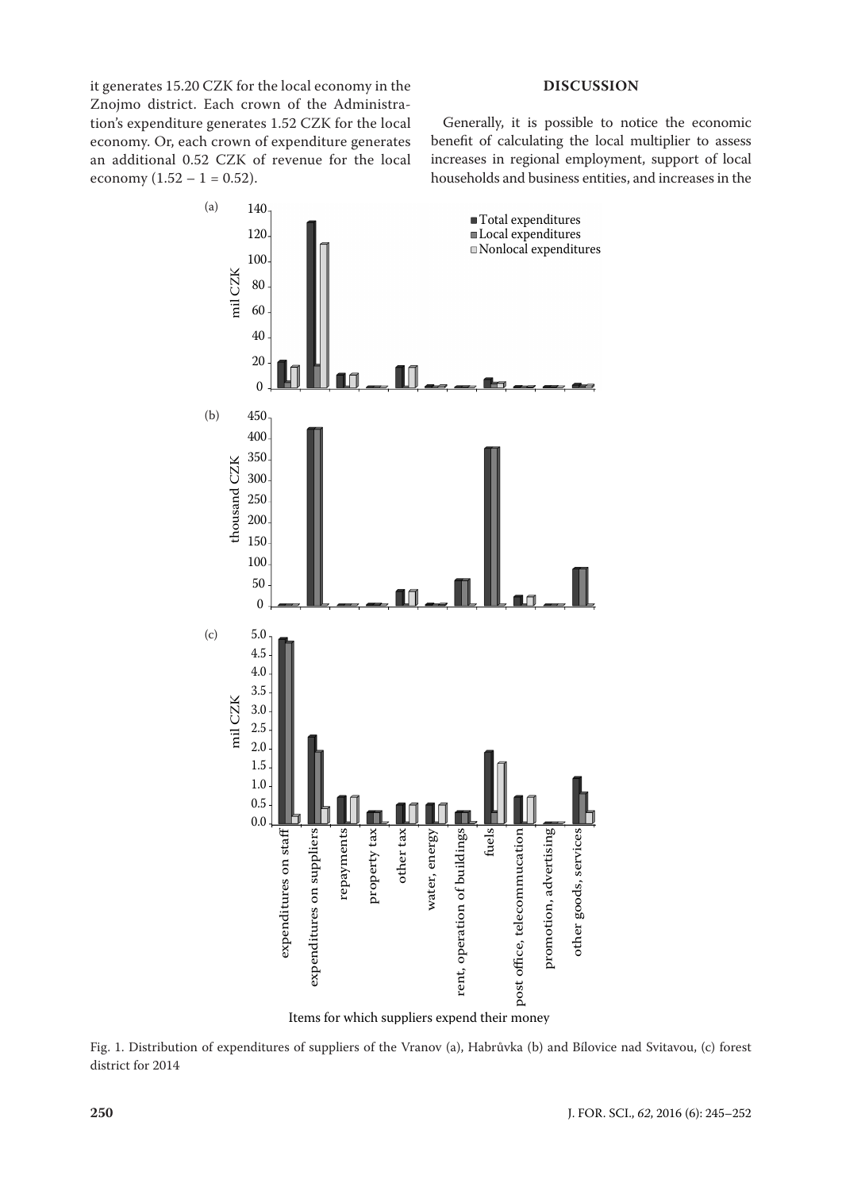it generates 15.20 CZK for the local economy in the Znojmo district. Each crown of the Administration's expenditure generates 1.52 CZK for the local economy. Or, each crown of expenditure generates an additional 0.52 CZK of revenue for the local economy (1.52 – 1 = 0.52).

## DISCUSSION

Generally, it is possible to notice the economic benefit of calculating the local multiplier to assess increases in regional employment, support of local households and business entities, and increases in the

Fig. 1. Distribution of expenditures of suppliers of the Vranov (a), Habrůvka (b) and Bílovice nad Svitavou, (c) forest district for 2014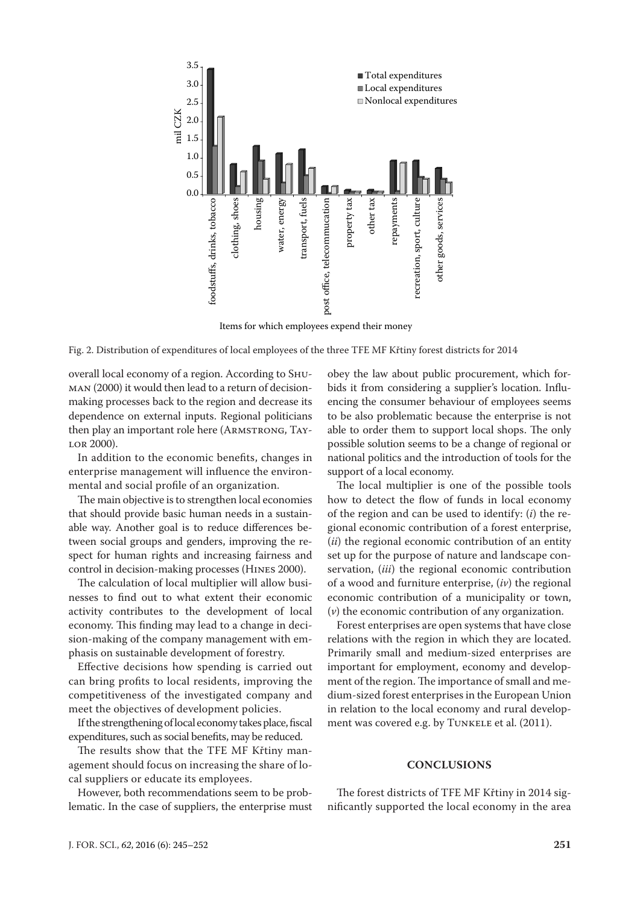Fig. 2. Distribution of expenditures of local employees of the three TFE MF Křtiny forest districts for 2014

overall local economy of a region. According to Shuman (2000) it would then lead to a return of decision-making processes back to the region and decrease its dependence on external inputs. Regional politicians then play an important role here (Armstrong, Taylor 2000).

In addition to the economic benefits, changes in enterprise management will influence the environmental and social profile of an organization.

The main objective is to strengthen local economies that should provide basic human needs in a sustainable way. Another goal is to reduce differences between social groups and genders, improving the respect for human rights and increasing fairness and control in decision-making processes (Hines 2000).

The calculation of local multiplier will allow businesses to find out to what extent their economic activity contributes to the development of local economy. This finding may lead to a change in decision-making of the company management with emphasis on sustainable development of forestry.

Effective decisions how spending is carried out can bring profits to local residents, improving the competitiveness of the investigated company and meet the objectives of development policies.

If the strengthening of local economy takes place, fiscal expenditures, such as social benefits, may be reduced.

The results show that the TFE MF Křtiny management should focus on increasing the share of local suppliers or educate its employees.

However, both recommendations seem to be problematic. In the case of suppliers, the enterprise must obey the law about public procurement, which forbids it from considering a supplier's location. Influencing the consumer behaviour of employees seems to be also problematic because the enterprise is not able to order them to support local shops. The only possible solution seems to be a change of regional or national politics and the introduction of tools for the support of a local economy.

The local multiplier is one of the possible tools how to detect the flow of funds in local economy of the region and can be used to identify: (*i*) the regional economic contribution of a forest enterprise, (*ii*) the regional economic contribution of an entity set up for the purpose of nature and landscape conservation, (*iii*) the regional economic contribution of a wood and furniture enterprise, (*iv*) the regional economic contribution of a municipality or town, (*v*) the economic contribution of any organization.

Forest enterprises are open systems that have close relations with the region in which they are located. Primarily small and medium-sized enterprises are important for employment, economy and development of the region. The importance of small and medium-sized forest enterprises in the European Union in relation to the local economy and rural development was covered e.g. by Tunkele et al. (2011).

## CONCLUSIONS

The forest districts of TFE MF Křtiny in 2014 significantly supported the local economy in the area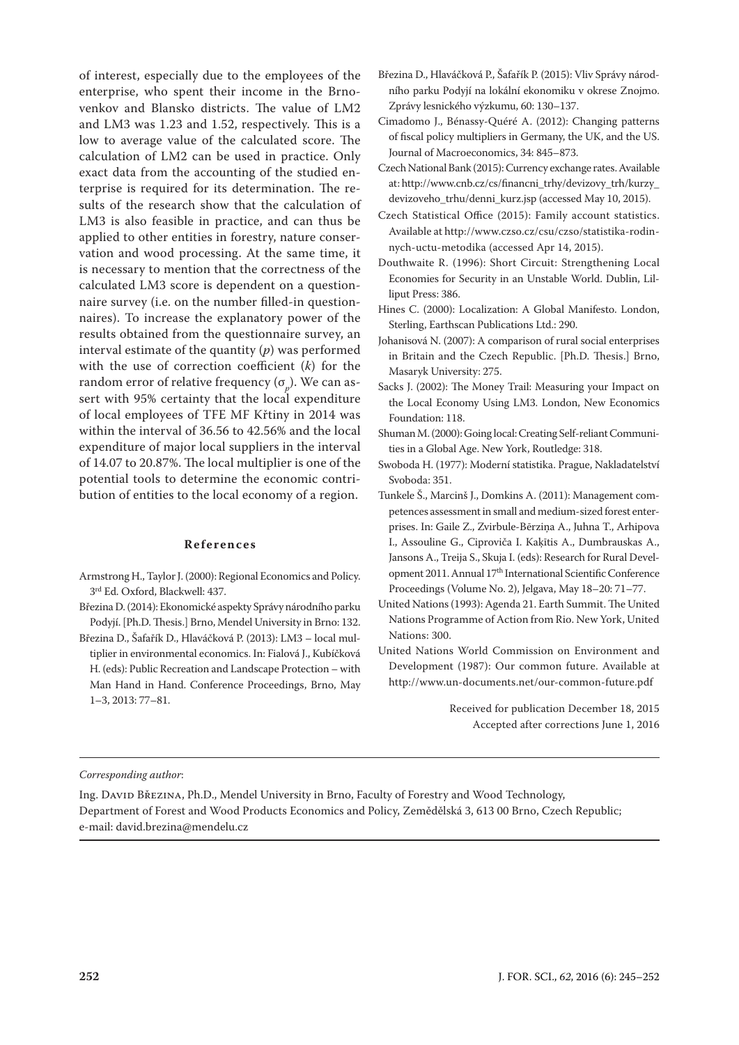of interest, especially due to the employees of the enterprise, who spent their income in the Brno-venkov and Blansko districts. The value of LM2 and LM3 was 1.23 and 1.52, respectively. This is a low to average value of the calculated score. The calculation of LM2 can be used in practice. Only exact data from the accounting of the studied enterprise is required for its determination. The results of the research show that the calculation of LM3 is also feasible in practice, and can thus be applied to other entities in forestry, nature conservation and wood processing. At the same time, it is necessary to mention that the correctness of the calculated LM3 score is dependent on a questionnaire survey (i.e. on the number filled-in questionnaires). To increase the explanatory power of the results obtained from the questionnaire survey, an interval estimate of the quantity ($p$) was performed with the use of correction coefficient ($k$) for the random error of relative frequency ($\sigma_p$). We can assert with 95% certainty that the local expenditure of local employees of TFE MF Křtiny in 2014 was within the interval of 36.56 to 42.56% and the local expenditure of major local suppliers in the interval of 14.07 to 20.87%. The local multiplier is one of the potential tools to determine the economic contribution of entities to the local economy of a region.

## References

Armstrong H., Taylor J. (2000): Regional Economics and Policy. 3rd Ed. Oxford, Blackwell: 437.

Březina D. (2014): Ekonomické aspekty Správy národního parku Podyjí. [Ph.D. Thesis.] Brno, Mendel University in Brno: 132.

Březina D., Šafařík D., Hlaváčková P. (2013): LM3 – local multiplier in environmental economics. In: Fialová J., Kubíčková H. (eds): Public Recreation and Landscape Protection – with Man Hand in Hand. Conference Proceedings, Brno, May 1–3, 2013: 77–81.

Březina D., Hlaváčková P., Šafařík P. (2015): Vliv Správy národního parku Podyjí na lokální ekonomiku v okrese Znojmo. Zprávy lesnického výzkumu, 60: 130–137.

Cimadomo J., Bénassy-Quéré A. (2012): Changing patterns of fiscal policy multipliers in Germany, the UK, and the US. Journal of Macroeconomics, 34: 845–873.

Czech National Bank (2015): Currency exchange rates. Available at: http://www.cnb.cz/cs/financni_trhy/devizovy_trh/kurzy_devizoveho_trhu/denni_kurz.jsp (accessed May 10, 2015).

Czech Statistical Office (2015): Family account statistics. Available at http://www.czso.cz/csu/czso/statistika-rodinnych-uctu-metodika (accessed Apr 14, 2015).

Douthwaite R. (1996): Short Circuit: Strengthening Local Economies for Security in an Unstable World. Dublin, Lilliput Press: 386.

Hines C. (2000): Localization: A Global Manifesto. London, Sterling, Earthscan Publications Ltd.: 290.

Johanisová N. (2007): A comparison of rural social enterprises in Britain and the Czech Republic. [Ph.D. Thesis.] Brno, Masaryk University: 275.

Sacks J. (2002): The Money Trail: Measuring your Impact on the Local Economy Using LM3. London, New Economics Foundation: 118.

Shuman M. (2000): Going local: Creating Self-reliant Communities in a Global Age. New York, Routledge: 318.

Swoboda H. (1977): Moderní statistika. Prague, Nakladatelství Svoboda: 351.

Tunkele Š., Marcinš J., Domkins A. (2011): Management competences assessment in small and medium-sized forest enterprises. In: Gaile Z., Zvirbule-Bērziņa A., Juhna T., Arhipova I., Assouline G., Ciproviča I. Kaķītis A., Dumbrauskas A., Jansons A., Treija S., Skuja I. (eds): Research for Rural Development 2011. Annual 17th International Scientific Conference Proceedings (Volume No. 2), Jelgava, May 18–20: 71–77.

United Nations (1993): Agenda 21. Earth Summit. The United Nations Programme of Action from Rio. New York, United Nations: 300.

United Nations World Commission on Environment and Development (1987): Our common future. Available at http://www.un-documents.net/our-common-future.pdf

Received for publication December 18, 2015
Accepted after corrections June 1, 2016

*Corresponding author*:

Ing. David Březina, Ph.D., Mendel University in Brno, Faculty of Forestry and Wood Technology, Department of Forest and Wood Products Economics and Policy, Zemědělská 3, 613 00 Brno, Czech Republic; e-mail: david.brezina@mendelu.cz